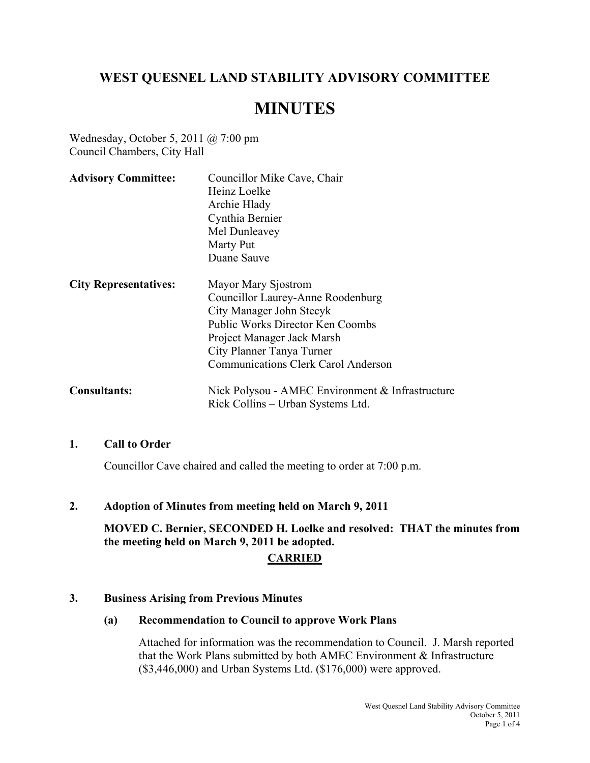# WEST QUESNEL LAND STABILITY ADVISORY COMMITTEE

# MINUTES

Wednesday, October 5, 2011 @ 7:00 pm
Council Chambers, City Hall

| | |
|---|---|
| **Advisory Committee:** | Councillor Mike Cave, Chair<br>Heinz Loelke<br>Archie Hlady<br>Cynthia Bernier<br>Mel Dunleavey<br>Marty Put<br>Duane Sauve |
| **City Representatives:** | Mayor Mary Sjostrom<br>Councillor Laurey-Anne Roodenburg<br>City Manager John Stecyk<br>Public Works Director Ken Coombs<br>Project Manager Jack Marsh<br>City Planner Tanya Turner<br>Communications Clerk Carol Anderson |
| **Consultants:** | Nick Polysou - AMEC Environment & Infrastructure<br>Rick Collins – Urban Systems Ltd. |

## 1. Call to Order

Councillor Cave chaired and called the meeting to order at 7:00 p.m.

## 2. Adoption of Minutes from meeting held on March 9, 2011

**MOVED C. Bernier, SECONDED H. Loelke and resolved: THAT the minutes from the meeting held on March 9, 2011 be adopted.**

**CARRIED**

## 3. Business Arising from Previous Minutes

### (a) Recommendation to Council to approve Work Plans

Attached for information was the recommendation to Council. J. Marsh reported that the Work Plans submitted by both AMEC Environment & Infrastructure ($3,446,000) and Urban Systems Ltd. ($176,000) were approved.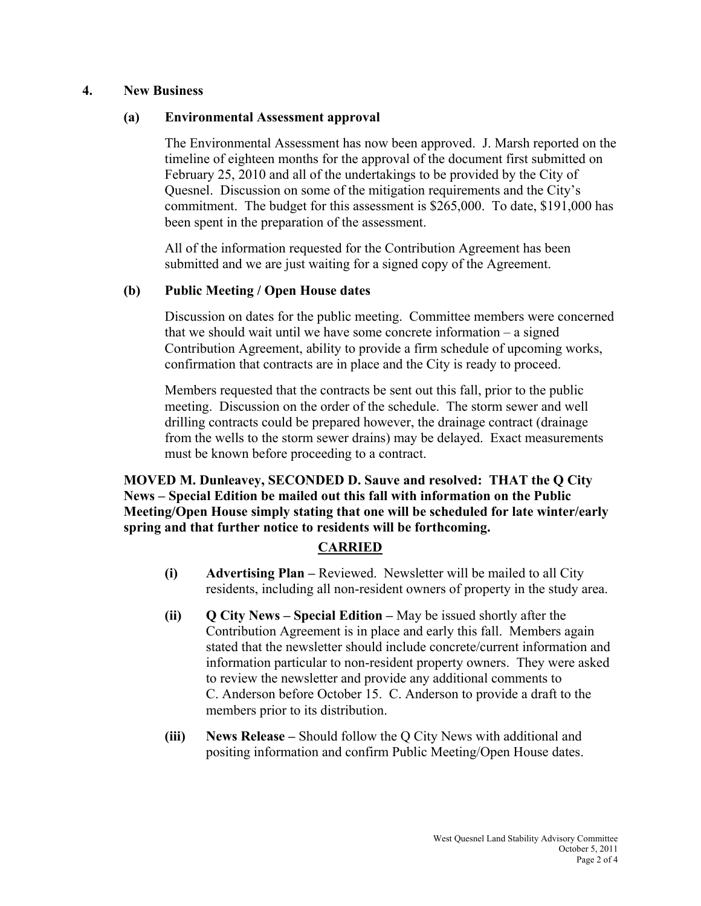## 4. New Business

### (a) Environmental Assessment approval

The Environmental Assessment has now been approved. J. Marsh reported on the timeline of eighteen months for the approval of the document first submitted on February 25, 2010 and all of the undertakings to be provided by the City of Quesnel. Discussion on some of the mitigation requirements and the City's commitment. The budget for this assessment is $265,000. To date, $191,000 has been spent in the preparation of the assessment.

All of the information requested for the Contribution Agreement has been submitted and we are just waiting for a signed copy of the Agreement.

### (b) Public Meeting / Open House dates

Discussion on dates for the public meeting. Committee members were concerned that we should wait until we have some concrete information – a signed Contribution Agreement, ability to provide a firm schedule of upcoming works, confirmation that contracts are in place and the City is ready to proceed.

Members requested that the contracts be sent out this fall, prior to the public meeting. Discussion on the order of the schedule. The storm sewer and well drilling contracts could be prepared however, the drainage contract (drainage from the wells to the storm sewer drains) may be delayed. Exact measurements must be known before proceeding to a contract.

**MOVED M. Dunleavey, SECONDED D. Sauve and resolved: THAT the Q City News – Special Edition be mailed out this fall with information on the Public Meeting/Open House simply stating that one will be scheduled for late winter/early spring and that further notice to residents will be forthcoming.**

**CARRIED**

- **(i) Advertising Plan –** Reviewed. Newsletter will be mailed to all City residents, including all non-resident owners of property in the study area.
- **(ii) Q City News – Special Edition –** May be issued shortly after the Contribution Agreement is in place and early this fall. Members again stated that the newsletter should include concrete/current information and information particular to non-resident property owners. They were asked to review the newsletter and provide any additional comments to C. Anderson before October 15. C. Anderson to provide a draft to the members prior to its distribution.
- **(iii) News Release –** Should follow the Q City News with additional and positing information and confirm Public Meeting/Open House dates.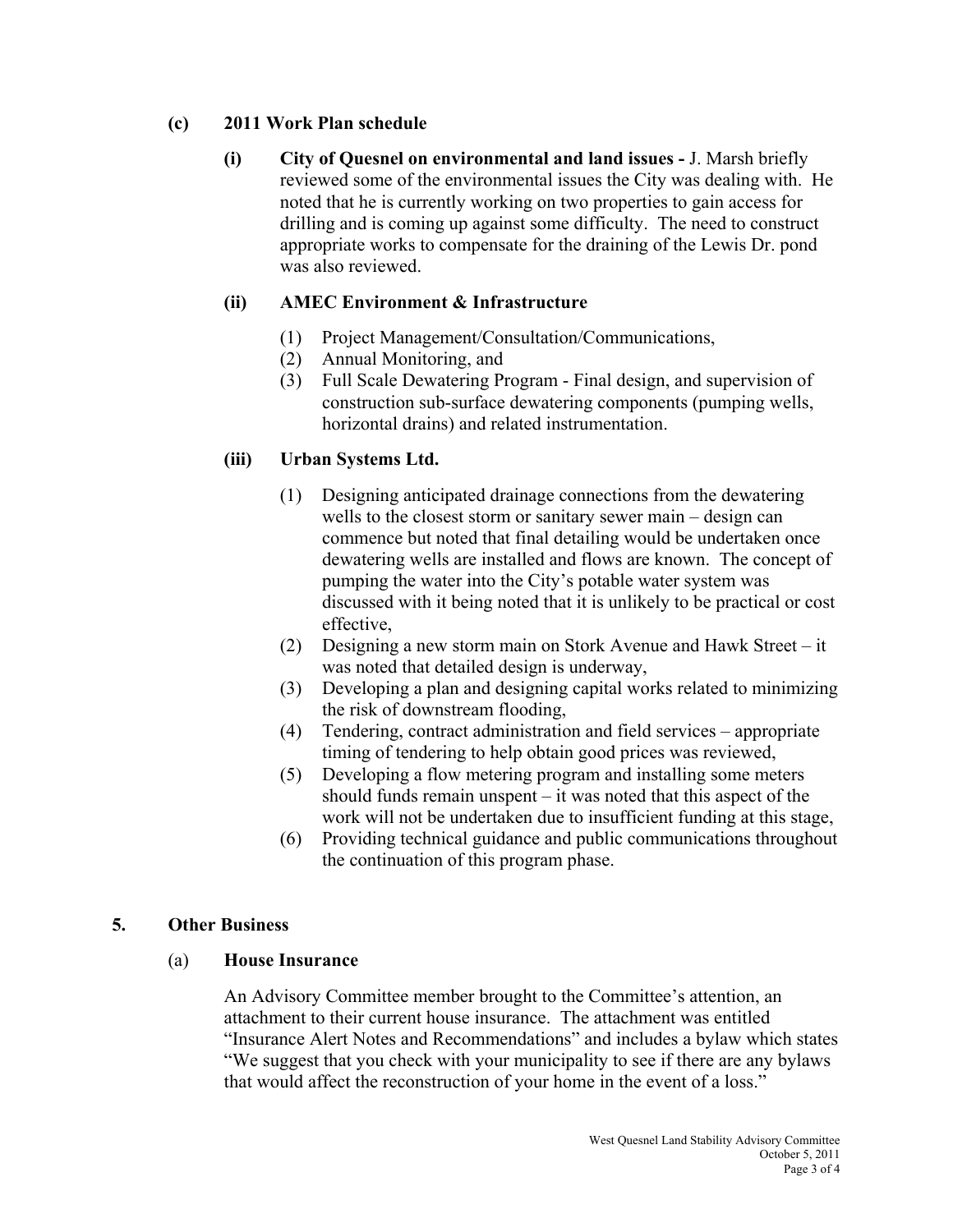**(c) 2011 Work Plan schedule**

**(i) City of Quesnel on environmental and land issues -** J. Marsh briefly reviewed some of the environmental issues the City was dealing with. He noted that he is currently working on two properties to gain access for drilling and is coming up against some difficulty. The need to construct appropriate works to compensate for the draining of the Lewis Dr. pond was also reviewed.

**(ii) AMEC Environment & Infrastructure**

(1) Project Management/Consultation/Communications,
(2) Annual Monitoring, and
(3) Full Scale Dewatering Program - Final design, and supervision of construction sub-surface dewatering components (pumping wells, horizontal drains) and related instrumentation.

**(iii) Urban Systems Ltd.**

(1) Designing anticipated drainage connections from the dewatering wells to the closest storm or sanitary sewer main – design can commence but noted that final detailing would be undertaken once dewatering wells are installed and flows are known. The concept of pumping the water into the City's potable water system was discussed with it being noted that it is unlikely to be practical or cost effective,
(2) Designing a new storm main on Stork Avenue and Hawk Street – it was noted that detailed design is underway,
(3) Developing a plan and designing capital works related to minimizing the risk of downstream flooding,
(4) Tendering, contract administration and field services – appropriate timing of tendering to help obtain good prices was reviewed,
(5) Developing a flow metering program and installing some meters should funds remain unspent – it was noted that this aspect of the work will not be undertaken due to insufficient funding at this stage,
(6) Providing technical guidance and public communications throughout the continuation of this program phase.

**5. Other Business**

(a) **House Insurance**

An Advisory Committee member brought to the Committee's attention, an attachment to their current house insurance. The attachment was entitled "Insurance Alert Notes and Recommendations" and includes a bylaw which states "We suggest that you check with your municipality to see if there are any bylaws that would affect the reconstruction of your home in the event of a loss."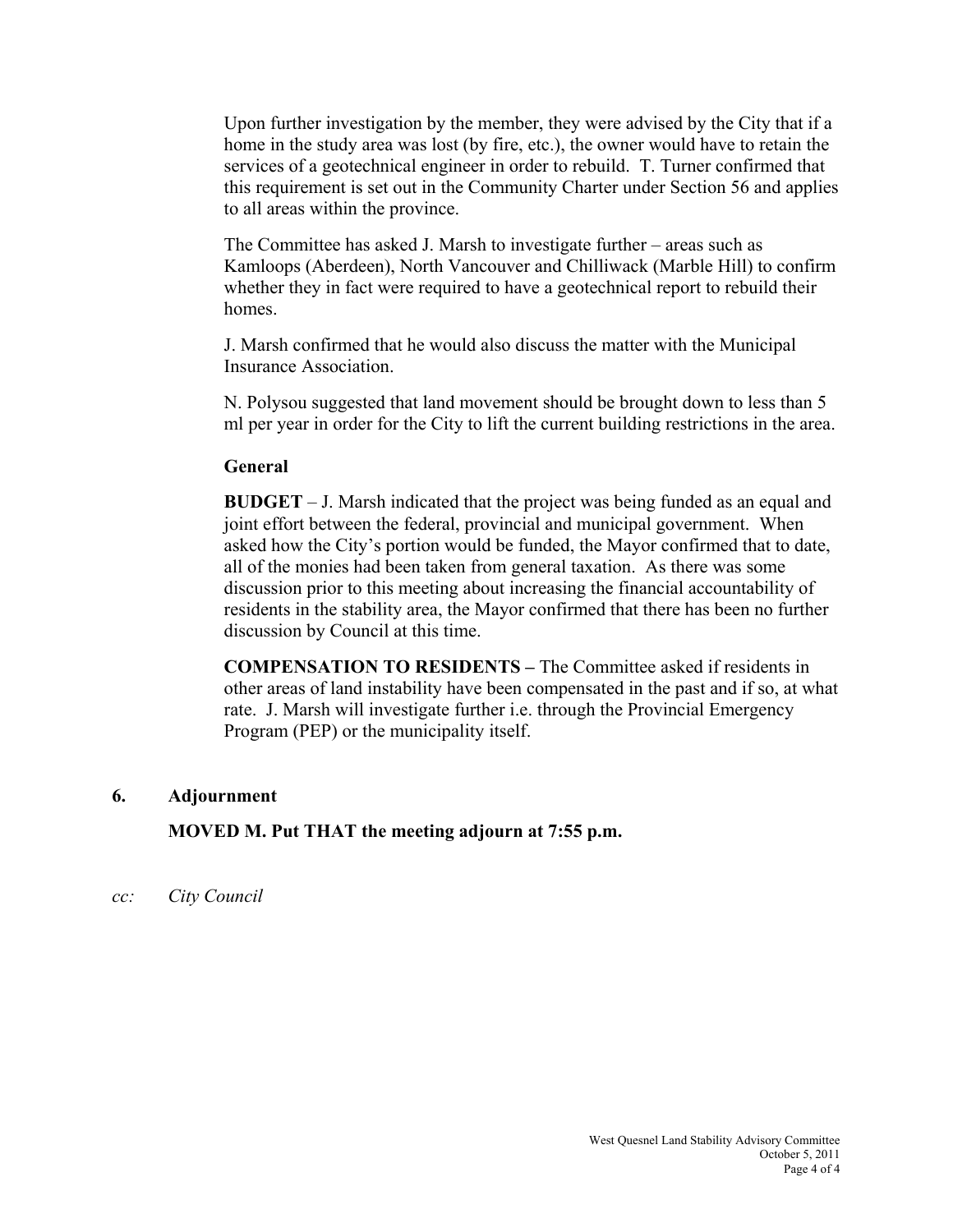Upon further investigation by the member, they were advised by the City that if a home in the study area was lost (by fire, etc.), the owner would have to retain the services of a geotechnical engineer in order to rebuild. T. Turner confirmed that this requirement is set out in the Community Charter under Section 56 and applies to all areas within the province.

The Committee has asked J. Marsh to investigate further – areas such as Kamloops (Aberdeen), North Vancouver and Chilliwack (Marble Hill) to confirm whether they in fact were required to have a geotechnical report to rebuild their homes.

J. Marsh confirmed that he would also discuss the matter with the Municipal Insurance Association.

N. Polysou suggested that land movement should be brought down to less than 5 ml per year in order for the City to lift the current building restrictions in the area.

**General**

**BUDGET** – J. Marsh indicated that the project was being funded as an equal and joint effort between the federal, provincial and municipal government. When asked how the City's portion would be funded, the Mayor confirmed that to date, all of the monies had been taken from general taxation. As there was some discussion prior to this meeting about increasing the financial accountability of residents in the stability area, the Mayor confirmed that there has been no further discussion by Council at this time.

**COMPENSATION TO RESIDENTS –** The Committee asked if residents in other areas of land instability have been compensated in the past and if so, at what rate. J. Marsh will investigate further i.e. through the Provincial Emergency Program (PEP) or the municipality itself.

## 6. Adjournment

**MOVED M. Put THAT the meeting adjourn at 7:55 p.m.**

*cc: City Council*